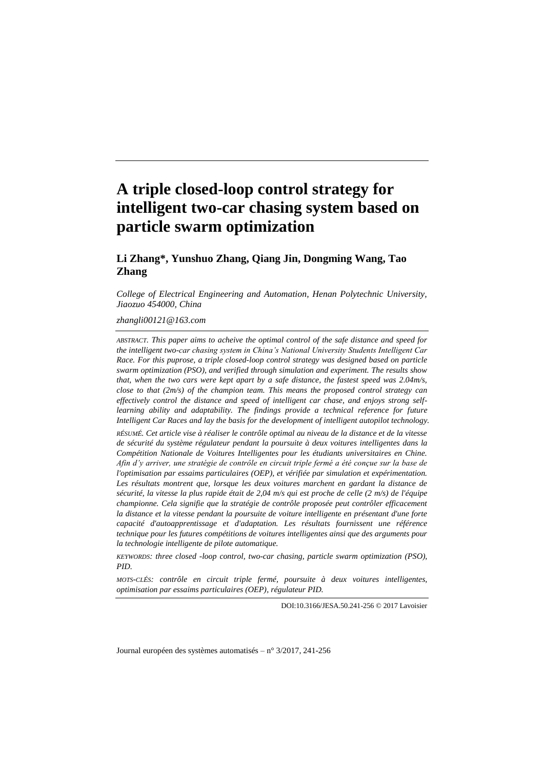# A triple closed-loop control strategy for intelligent two-car chasing system based on particle swarm optimization

**Li Zhang*, Yunshuo Zhang, Qiang Jin, Dongming Wang, Tao Zhang**

*College of Electrical Engineering and Automation, Henan Polytechnic University, Jiaozuo 454000, China*

*zhangli00121@163.com*

ABSTRACT. *This paper aims to acheive the optimal control of the safe distance and speed for the intelligent two-car chasing system in China's National University Students Intelligent Car Race. For this puprose, a triple closed-loop control strategy was designed based on particle swarm optimization (PSO), and verified through simulation and experiment. The results show that, when the two cars were kept apart by a safe distance, the fastest speed was 2.04m/s, close to that (2m/s) of the champion team. This means the proposed control strategy can effectively control the distance and speed of intelligent car chase, and enjoys strong self-learning ability and adaptability. The findings provide a technical reference for future Intelligent Car Races and lay the basis for the development of intelligent autopilot technology.*

RÉSUMÉ. *Cet article vise à réaliser le contrôle optimal au niveau de la distance et de la vitesse de sécurité du système régulateur pendant la poursuite à deux voitures intelligentes dans la Compétition Nationale de Voitures Intelligentes pour les étudiants universitaires en Chine. Afin d'y arriver, une stratégie de contrôle en circuit triple fermé a été conçue sur la base de l'optimisation par essaims particulaires (OEP), et vérifiée par simulation et expérimentation. Les résultats montrent que, lorsque les deux voitures marchent en gardant la distance de sécurité, la vitesse la plus rapide était de 2,04 m/s qui est proche de celle (2 m/s) de l'équipe championne. Cela signifie que la stratégie de contrôle proposée peut contrôler efficacement la distance et la vitesse pendant la poursuite de voiture intelligente en présentant d'une forte capacité d'autoapprentissage et d'adaptation. Les résultats fournissent une référence technique pour les futures compétitions de voitures intelligentes ainsi que des arguments pour la technologie intelligente de pilote automatique.*

KEYWORDS: *three closed -loop control, two-car chasing, particle swarm optimization (PSO), PID.*

MOTS-CLÉS: *contrôle en circuit triple fermé, poursuite à deux voitures intelligentes, optimisation par essaims particulaires (OEP), régulateur PID.*

DOI:10.3166/JESA.50.241-256 © 2017 Lavoisier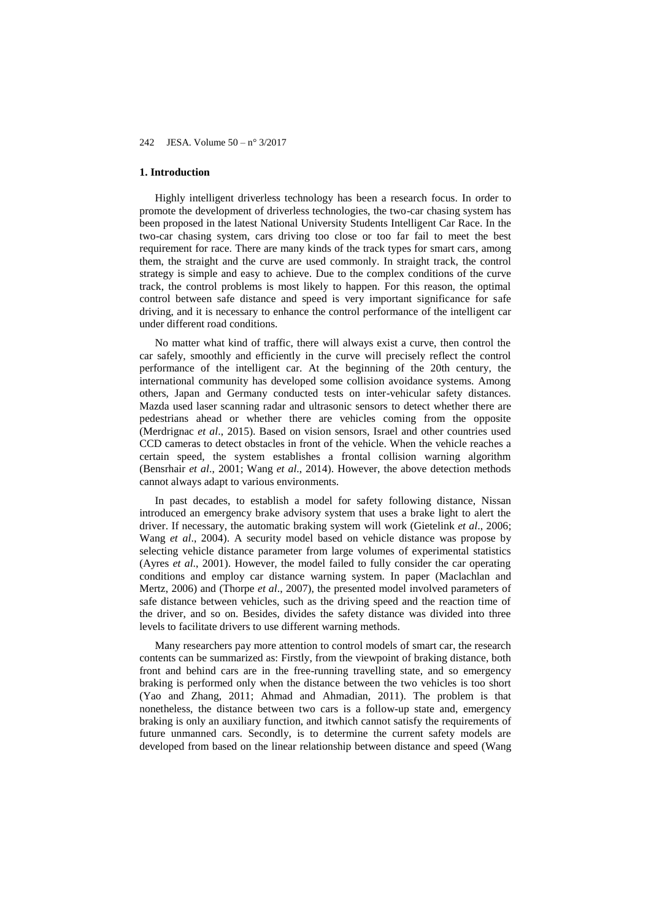## 1. Introduction

Highly intelligent driverless technology has been a research focus. In order to promote the development of driverless technologies, the two-car chasing system has been proposed in the latest National University Students Intelligent Car Race. In the two-car chasing system, cars driving too close or too far fail to meet the best requirement for race. There are many kinds of the track types for smart cars, among them, the straight and the curve are used commonly. In straight track, the control strategy is simple and easy to achieve. Due to the complex conditions of the curve track, the control problems is most likely to happen. For this reason, the optimal control between safe distance and speed is very important significance for safe driving, and it is necessary to enhance the control performance of the intelligent car under different road conditions.

No matter what kind of traffic, there will always exist a curve, then control the car safely, smoothly and efficiently in the curve will precisely reflect the control performance of the intelligent car. At the beginning of the 20th century, the international community has developed some collision avoidance systems. Among others, Japan and Germany conducted tests on inter-vehicular safety distances. Mazda used laser scanning radar and ultrasonic sensors to detect whether there are pedestrians ahead or whether there are vehicles coming from the opposite (Merdrignac *et al*., 2015). Based on vision sensors, Israel and other countries used CCD cameras to detect obstacles in front of the vehicle. When the vehicle reaches a certain speed, the system establishes a frontal collision warning algorithm (Bensrhair *et al*., 2001; Wang *et al*., 2014). However, the above detection methods cannot always adapt to various environments.

In past decades, to establish a model for safety following distance, Nissan introduced an emergency brake advisory system that uses a brake light to alert the driver. If necessary, the automatic braking system will work (Gietelink *et al*., 2006; Wang *et al*., 2004). A security model based on vehicle distance was propose by selecting vehicle distance parameter from large volumes of experimental statistics (Ayres *et al*., 2001). However, the model failed to fully consider the car operating conditions and employ car distance warning system. In paper (Maclachlan and Mertz, 2006) and (Thorpe *et al*., 2007), the presented model involved parameters of safe distance between vehicles, such as the driving speed and the reaction time of the driver, and so on. Besides, divides the safety distance was divided into three levels to facilitate drivers to use different warning methods.

Many researchers pay more attention to control models of smart car, the research contents can be summarized as: Firstly, from the viewpoint of braking distance, both front and behind cars are in the free-running travelling state, and so emergency braking is performed only when the distance between the two vehicles is too short (Yao and Zhang, 2011; Ahmad and Ahmadian, 2011). The problem is that nonetheless, the distance between two cars is a follow-up state and, emergency braking is only an auxiliary function, and itwhich cannot satisfy the requirements of future unmanned cars. Secondly, is to determine the current safety models are developed from based on the linear relationship between distance and speed (Wang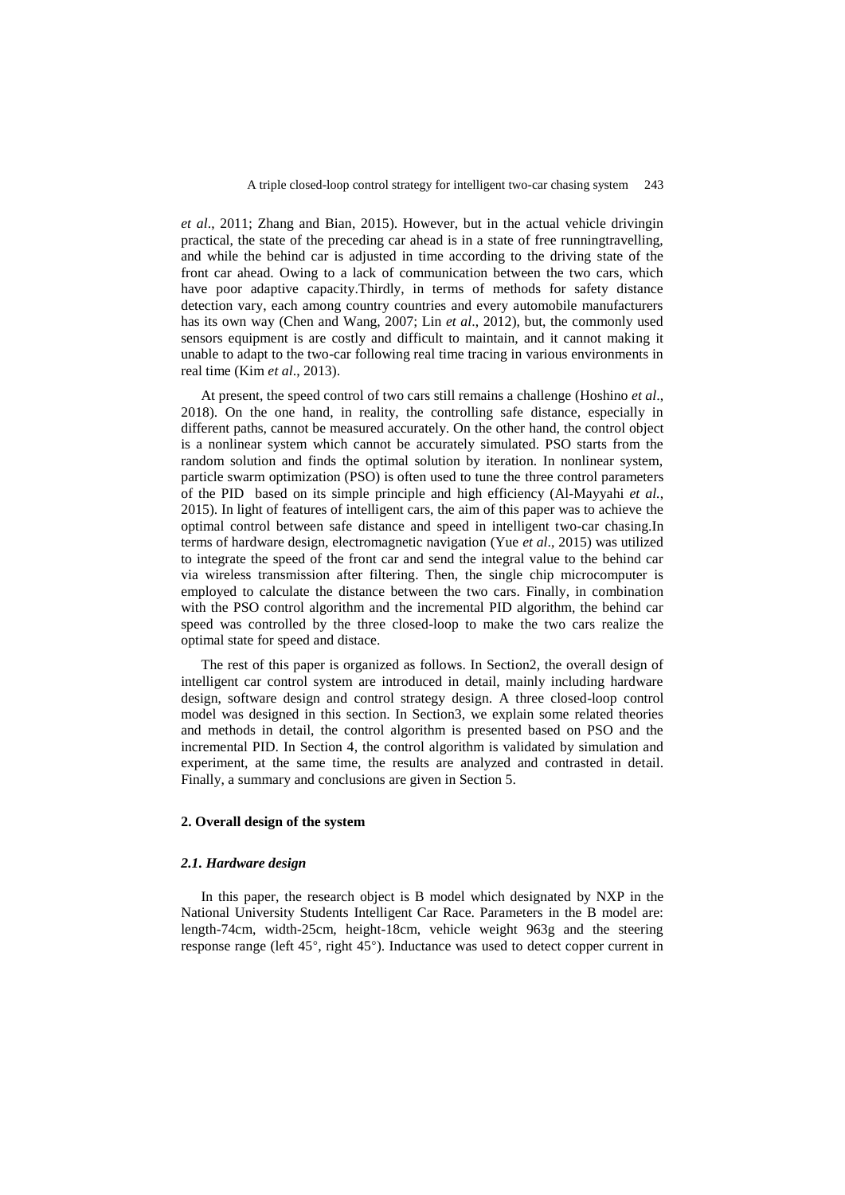*et al*., 2011; Zhang and Bian, 2015). However, but in the actual vehicle drivingin practical, the state of the preceding car ahead is in a state of free runningtravelling, and while the behind car is adjusted in time according to the driving state of the front car ahead. Owing to a lack of communication between the two cars, which have poor adaptive capacity.Thirdly, in terms of methods for safety distance detection vary, each among country countries and every automobile manufacturers has its own way (Chen and Wang, 2007; Lin *et al*., 2012), but, the commonly used sensors equipment is are costly and difficult to maintain, and it cannot making it unable to adapt to the two-car following real time tracing in various environments in real time (Kim *et al*., 2013).

At present, the speed control of two cars still remains a challenge (Hoshino *et al*., 2018). On the one hand, in reality, the controlling safe distance, especially in different paths, cannot be measured accurately. On the other hand, the control object is a nonlinear system which cannot be accurately simulated. PSO starts from the random solution and finds the optimal solution by iteration. In nonlinear system, particle swarm optimization (PSO) is often used to tune the three control parameters of the PID based on its simple principle and high efficiency (Al-Mayyahi *et al.*, 2015). In light of features of intelligent cars, the aim of this paper was to achieve the optimal control between safe distance and speed in intelligent two-car chasing.In terms of hardware design, electromagnetic navigation (Yue *et al*., 2015) was utilized to integrate the speed of the front car and send the integral value to the behind car via wireless transmission after filtering. Then, the single chip microcomputer is employed to calculate the distance between the two cars. Finally, in combination with the PSO control algorithm and the incremental PID algorithm, the behind car speed was controlled by the three closed-loop to make the two cars realize the optimal state for speed and distace.

The rest of this paper is organized as follows. In Section2, the overall design of intelligent car control system are introduced in detail, mainly including hardware design, software design and control strategy design. A three closed-loop control model was designed in this section. In Section3, we explain some related theories and methods in detail, the control algorithm is presented based on PSO and the incremental PID. In Section 4, the control algorithm is validated by simulation and experiment, at the same time, the results are analyzed and contrasted in detail. Finally, a summary and conclusions are given in Section 5.

## 2. Overall design of the system

### *2.1. Hardware design*

In this paper, the research object is B model which designated by NXP in the National University Students Intelligent Car Race. Parameters in the B model are: length-74cm, width-25cm, height-18cm, vehicle weight 963g and the steering response range (left 45°, right 45°). Inductance was used to detect copper current in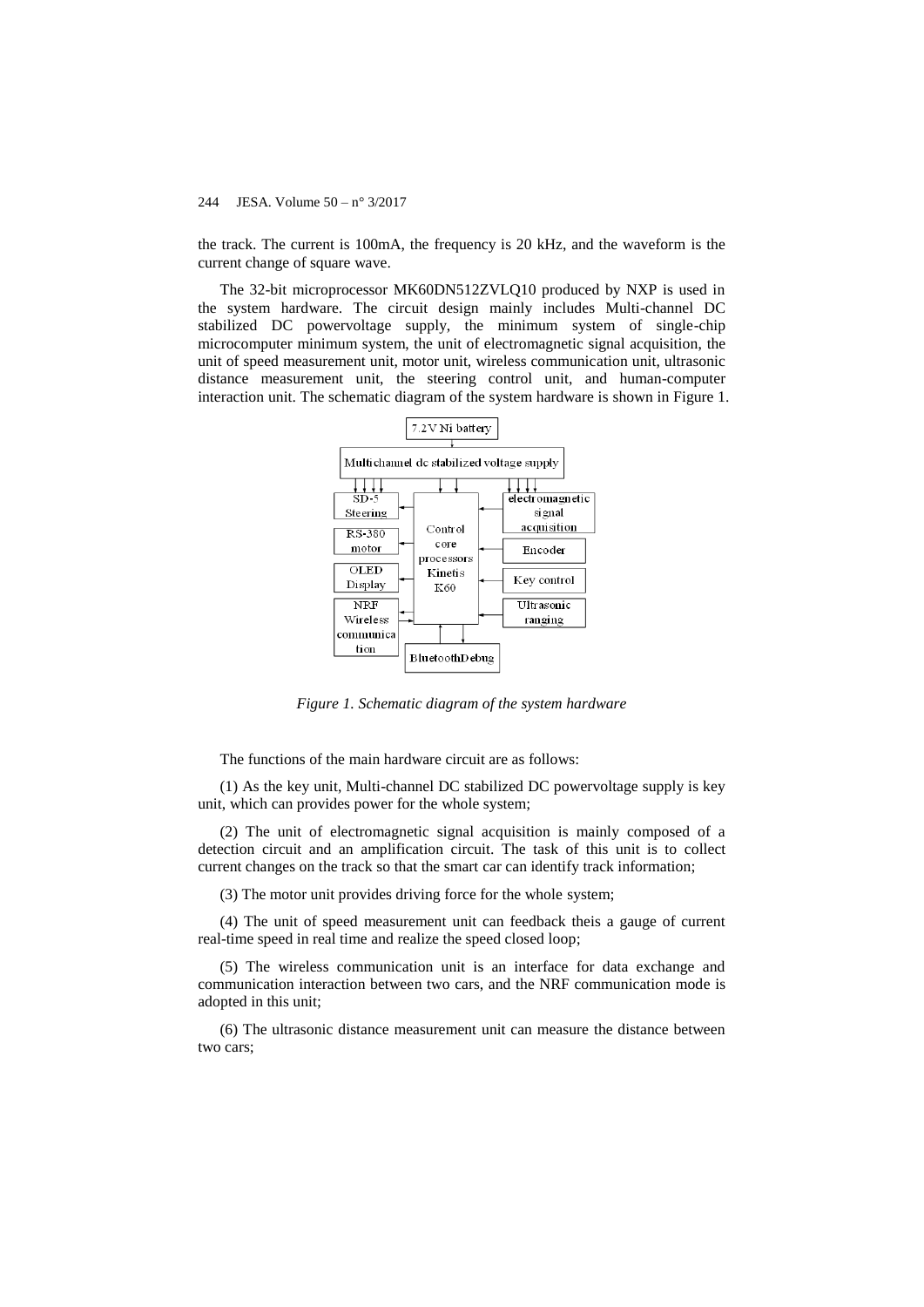the track. The current is 100mA, the frequency is 20 kHz, and the waveform is the current change of square wave.

The 32-bit microprocessor MK60DN512ZVLQ10 produced by NXP is used in the system hardware. The circuit design mainly includes Multi-channel DC stabilized DC powervoltage supply, the minimum system of single-chip microcomputer minimum system, the unit of electromagnetic signal acquisition, the unit of speed measurement unit, motor unit, wireless communication unit, ultrasonic distance measurement unit, the steering control unit, and human-computer interaction unit. The schematic diagram of the system hardware is shown in Figure 1.

*Figure 1. Schematic diagram of the system hardware*

The functions of the main hardware circuit are as follows:

(1) As the key unit, Multi-channel DC stabilized DC powervoltage supply is key unit, which can provides power for the whole system;

(2) The unit of electromagnetic signal acquisition is mainly composed of a detection circuit and an amplification circuit. The task of this unit is to collect current changes on the track so that the smart car can identify track information;

(3) The motor unit provides driving force for the whole system;

(4) The unit of speed measurement unit can feedback theis a gauge of current real-time speed in real time and realize the speed closed loop;

(5) The wireless communication unit is an interface for data exchange and communication interaction between two cars, and the NRF communication mode is adopted in this unit;

(6) The ultrasonic distance measurement unit can measure the distance between two cars;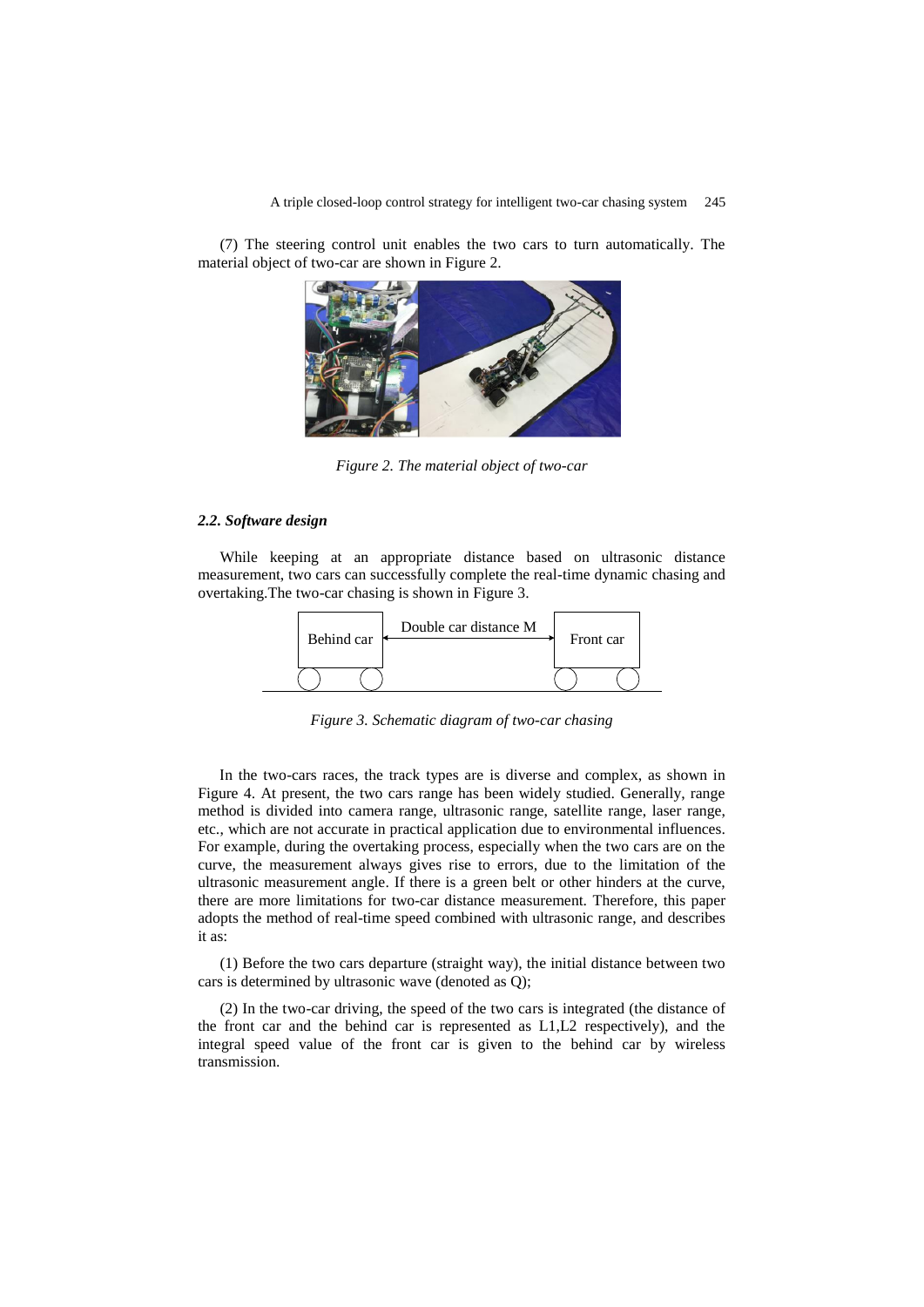(7) The steering control unit enables the two cars to turn automatically. The material object of two-car are shown in Figure 2.

*Figure 2. The material object of two-car*

### *2.2. Software design*

While keeping at an appropriate distance based on ultrasonic distance measurement, two cars can successfully complete the real-time dynamic chasing and overtaking.The two-car chasing is shown in Figure 3.

*Figure 3. Schematic diagram of two-car chasing*

In the two-cars races, the track types are is diverse and complex, as shown in Figure 4. At present, the two cars range has been widely studied. Generally, range method is divided into camera range, ultrasonic range, satellite range, laser range, etc., which are not accurate in practical application due to environmental influences. For example, during the overtaking process, especially when the two cars are on the curve, the measurement always gives rise to errors, due to the limitation of the ultrasonic measurement angle. If there is a green belt or other hinders at the curve, there are more limitations for two-car distance measurement. Therefore, this paper adopts the method of real-time speed combined with ultrasonic range, and describes it as:

(1) Before the two cars departure (straight way), the initial distance between two cars is determined by ultrasonic wave (denoted as Q);

(2) In the two-car driving, the speed of the two cars is integrated (the distance of the front car and the behind car is represented as L1,L2 respectively), and the integral speed value of the front car is given to the behind car by wireless transmission.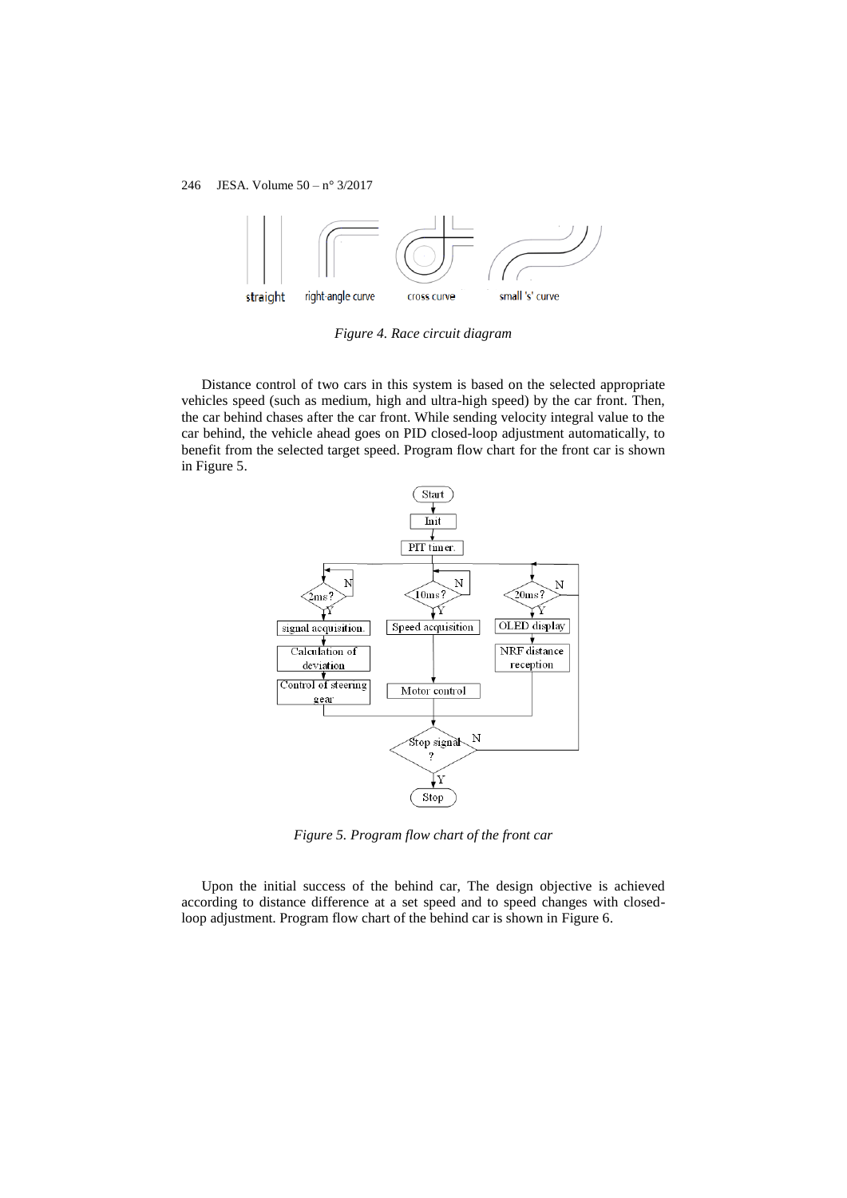*Figure 4. Race circuit diagram*

Distance control of two cars in this system is based on the selected appropriate vehicles speed (such as medium, high and ultra-high speed) by the car front. Then, the car behind chases after the car front. While sending velocity integral value to the car behind, the vehicle ahead goes on PID closed-loop adjustment automatically, to benefit from the selected target speed. Program flow chart for the front car is shown in Figure 5.

*Figure 5. Program flow chart of the front car*

Upon the initial success of the behind car, The design objective is achieved according to distance difference at a set speed and to speed changes with closed-loop adjustment. Program flow chart of the behind car is shown in Figure 6.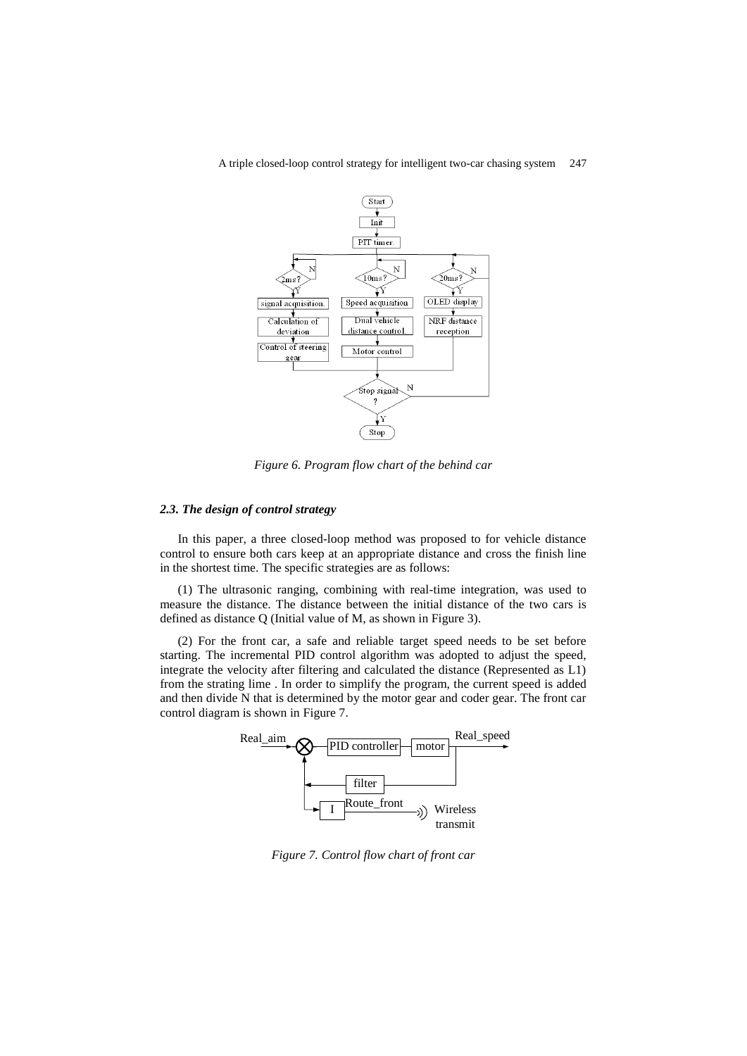Figure 6. Program flow chart of the behind car

### *2.3. The design of control strategy*

In this paper, a three closed-loop method was proposed to for vehicle distance control to ensure both cars keep at an appropriate distance and cross the finish line in the shortest time. The specific strategies are as follows:

(1) The ultrasonic ranging, combining with real-time integration, was used to measure the distance. The distance between the initial distance of the two cars is defined as distance Q (Initial value of M, as shown in Figure 3).

(2) For the front car, a safe and reliable target speed needs to be set before starting. The incremental PID control algorithm was adopted to adjust the speed, integrate the velocity after filtering and calculated the distance (Represented as L1) from the strating lime . In order to simplify the program, the current speed is added and then divide N that is determined by the motor gear and coder gear. The front car control diagram is shown in Figure 7.

Figure 7. Control flow chart of front car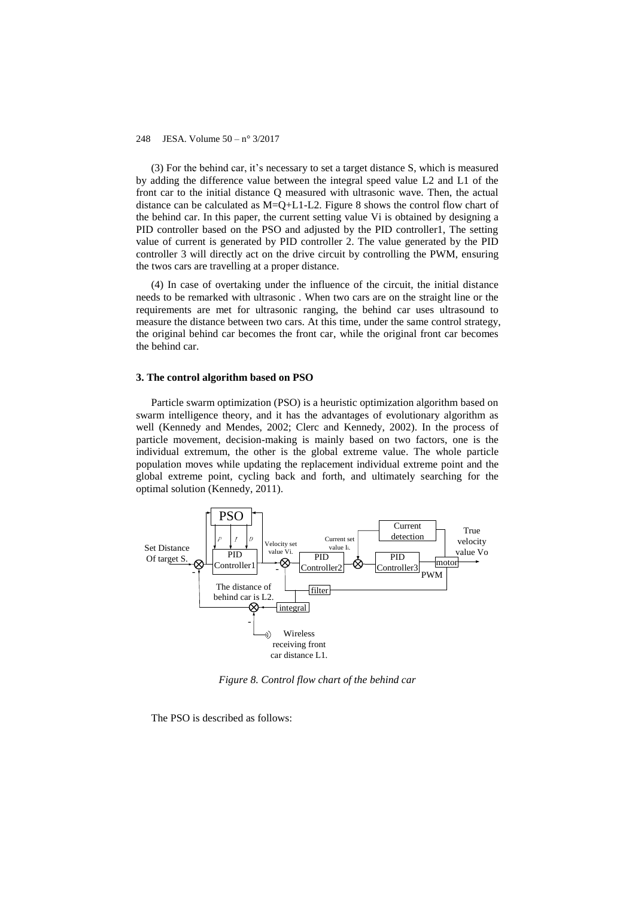(3) For the behind car, it's necessary to set a target distance S, which is measured by adding the difference value between the integral speed value L2 and L1 of the front car to the initial distance Q measured with ultrasonic wave. Then, the actual distance can be calculated as M=Q+L1-L2. Figure 8 shows the control flow chart of the behind car. In this paper, the current setting value Vi is obtained by designing a PID controller based on the PSO and adjusted by the PID controller1, The setting value of current is generated by PID controller 2. The value generated by the PID controller 3 will directly act on the drive circuit by controlling the PWM, ensuring the twos cars are travelling at a proper distance.

(4) In case of overtaking under the influence of the circuit, the initial distance needs to be remarked with ultrasonic . When two cars are on the straight line or the requirements are met for ultrasonic ranging, the behind car uses ultrasound to measure the distance between two cars. At this time, under the same control strategy, the original behind car becomes the front car, while the original front car becomes the behind car.

## 3. The control algorithm based on PSO

Particle swarm optimization (PSO) is a heuristic optimization algorithm based on swarm intelligence theory, and it has the advantages of evolutionary algorithm as well (Kennedy and Mendes, 2002; Clerc and Kennedy, 2002). In the process of particle movement, decision-making is mainly based on two factors, one is the individual extremum, the other is the global extreme value. The whole particle population moves while updating the replacement individual extreme point and the global extreme point, cycling back and forth, and ultimately searching for the optimal solution (Kennedy, 2011).

*Figure 8. Control flow chart of the behind car*

The PSO is described as follows: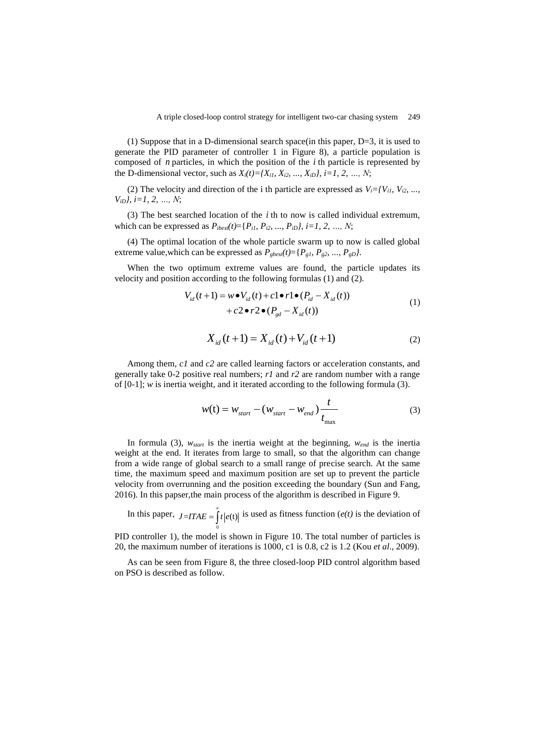(1) Suppose that in a D-dimensional search space(in this paper, D=3, it is used to generate the PID parameter of controller 1 in Figure 8), a particle population is composed of $n$ particles, in which the position of the $i$ th particle is represented by the D-dimensional vector, such as $X_i(t)=\{X_{i1}, X_{i2}, ..., X_{iD}\}, i=1, 2, ..., N$;

(2) The velocity and direction of the i th particle are expressed as $V_i=\{V_{i1}, V_{i2}, ..., V_{iD}\}, i=1, 2, ..., N$;

(3) The best searched location of the $i$ th to now is called individual extremum, which can be expressed as $P_{ibest}(t)=\{P_{i1}, P_{i2}, ..., P_{iD}\}, i=1, 2, ..., N$;

(4) The optimal location of the whole particle swarm up to now is called global extreme value,which can be expressed as $P_{gbest}(t)=\{P_{g1}, P_{g2}, ..., P_{gD}\}$.

When the two optimum extreme values are found, the particle updates its velocity and position according to the following formulas (1) and (2).

$$V_{id}(t+1) = w \bullet V_{id}(t) + c1 \bullet r1 \bullet (P_{id} - X_{id}(t)) + c2 \bullet r2 \bullet (P_{gd} - X_{id}(t)) \tag{1}$$

$$X_{id}(t+1) = X_{id}(t) + V_{id}(t+1) \tag{2}$$

Among them, $c1$ and $c2$ are called learning factors or acceleration constants, and generally take 0-2 positive real numbers; $r1$ and $r2$ are random number with a range of [0-1]; $w$ is inertia weight, and it iterated according to the following formula (3).

$$w(\mathrm{t}) = w_{start} - (w_{start} - w_{end})\frac{t}{t_{\max}} \tag{3}$$

In formula (3), $w_{start}$ is the inertia weight at the beginning, $w_{end}$ is the inertia weight at the end. It iterates from large to small, so that the algorithm can change from a wide range of global search to a small range of precise search. At the same time, the maximum speed and maximum position are set up to prevent the particle velocity from overrunning and the position exceeding the boundary (Sun and Fang, 2016). In this papser,the main process of the algorithm is described in Figure 9.

In this paper, $J = ITAE = \int_0^{\infty} t|e(\mathrm{t})|$ is used as fitness function ($e(t)$ is the deviation of PID controller 1), the model is shown in Figure 10. The total number of particles is 20, the maximum number of iterations is 1000, c1 is 0.8, c2 is 1.2 (Kou *et al*., 2009).

As can be seen from Figure 8, the three closed-loop PID control algorithm based on PSO is described as follow.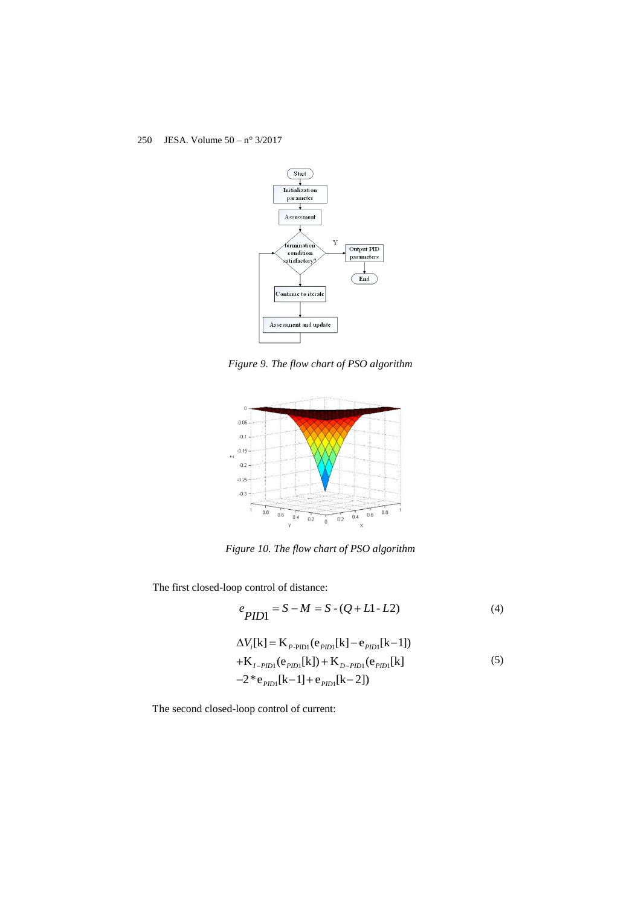Figure 9. The flow chart of PSO algorithm

Figure 10. The flow chart of PSO algorithm

The first closed-loop control of distance:

$$e_{PID1} = S - M = S - (Q + L1 - L2) \tag{4}$$

$$\begin{aligned} \Delta V_i[k] &= K_{P\text{-PID1}}(e_{PID1}[k] - e_{PID1}[k-1]) \\ &+ K_{I-PID1}(e_{PID1}[k]) + K_{D-PID1}(e_{PID1}[k] \\ &- 2 * e_{PID1}[k-1] + e_{PID1}[k-2]) \end{aligned} \tag{5}$$

The second closed-loop control of current: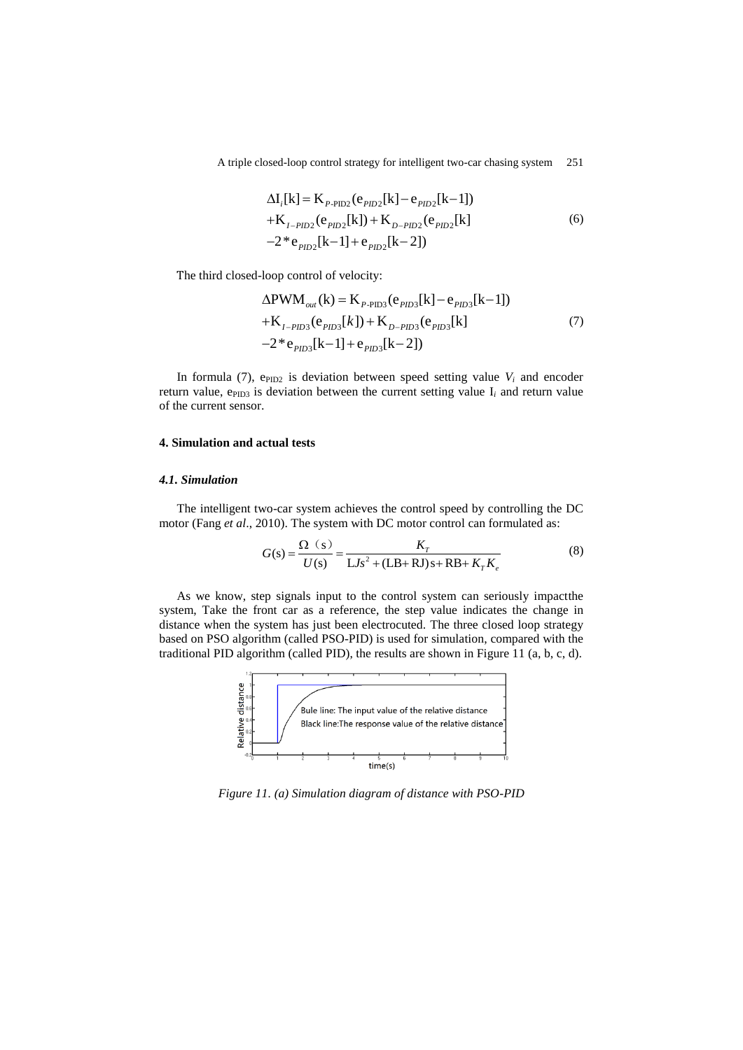$$\Delta I_i[k] = K_{P\text{-PID2}}(e_{PID2}[k] - e_{PID2}[k-1]) + K_{I-PID2}(e_{PID2}[k]) + K_{D-PID2}(e_{PID2}[k] - 2*e_{PID2}[k-1] + e_{PID2}[k-2]) \tag{6}$$

The third closed-loop control of velocity:

$$\Delta PWM_{out}(k) = K_{P\text{-PID3}}(e_{PID3}[k] - e_{PID3}[k-1]) + K_{I-PID3}(e_{PID3}[k]) + K_{D-PID3}(e_{PID3}[k] - 2*e_{PID3}[k-1] + e_{PID3}[k-2]) \tag{7}$$

In formula (7), $e_{PID2}$ is deviation between speed setting value $V_i$ and encoder return value, $e_{PID3}$ is deviation between the current setting value $I_i$ and return value of the current sensor.

## 4. Simulation and actual tests

### 4.1. Simulation

The intelligent two-car system achieves the control speed by controlling the DC motor (Fang *et al*., 2010). The system with DC motor control can formulated as:

$$G(s) = \frac{\Omega(s)}{U(s)} = \frac{K_T}{LJs^2 + (LB + RJ)s + RB + K_T K_e} \tag{8}$$

As we know, step signals input to the control system can seriously impactthe system, Take the front car as a reference, the step value indicates the change in distance when the system has just been electrocuted. The three closed loop strategy based on PSO algorithm (called PSO-PID) is used for simulation, compared with the traditional PID algorithm (called PID), the results are shown in Figure 11 (a, b, c, d).

*Figure 11. (a) Simulation diagram of distance with PSO-PID*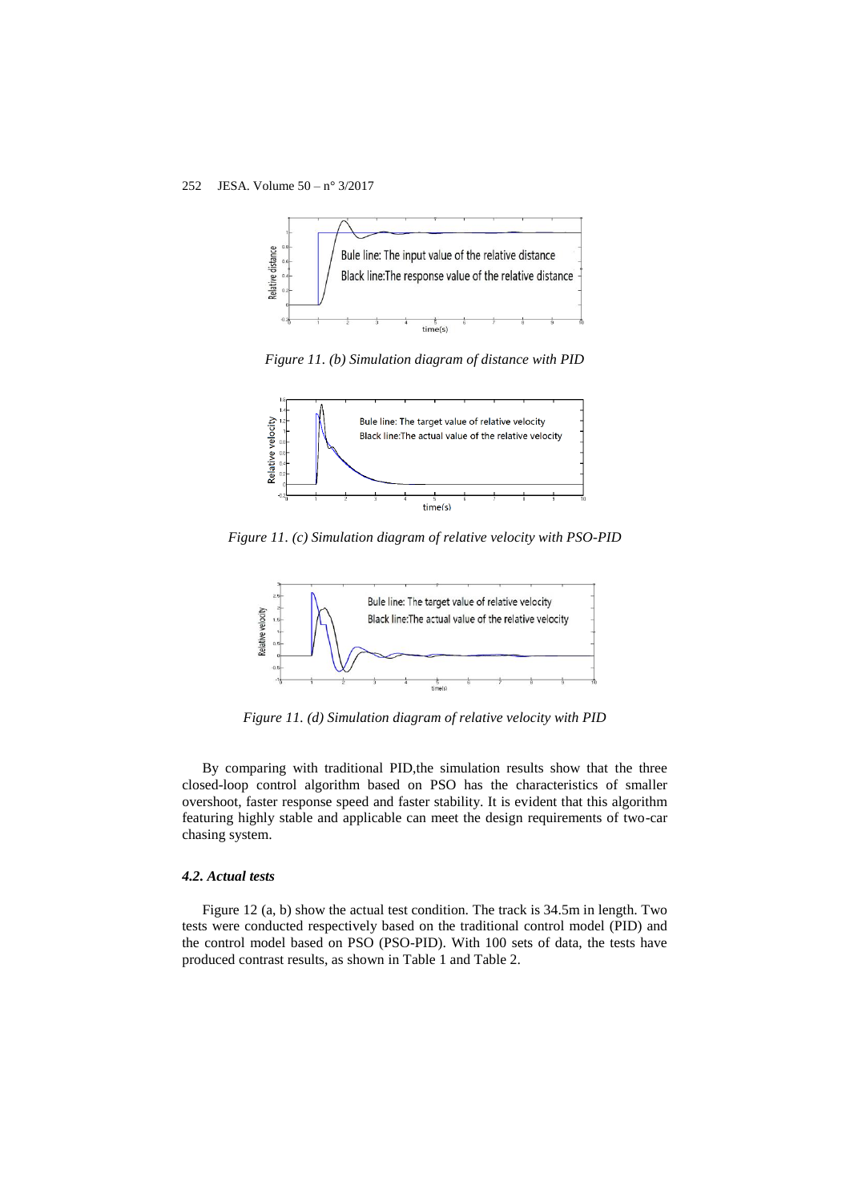Figure 11. (b) Simulation diagram of distance with PID

Figure 11. (c) Simulation diagram of relative velocity with PSO-PID

Figure 11. (d) Simulation diagram of relative velocity with PID

By comparing with traditional PID,the simulation results show that the three closed-loop control algorithm based on PSO has the characteristics of smaller overshoot, faster response speed and faster stability. It is evident that this algorithm featuring highly stable and applicable can meet the design requirements of two-car chasing system.

### *4.2. Actual tests*

Figure 12 (a, b) show the actual test condition. The track is 34.5m in length. Two tests were conducted respectively based on the traditional control model (PID) and the control model based on PSO (PSO-PID). With 100 sets of data, the tests have produced contrast results, as shown in Table 1 and Table 2.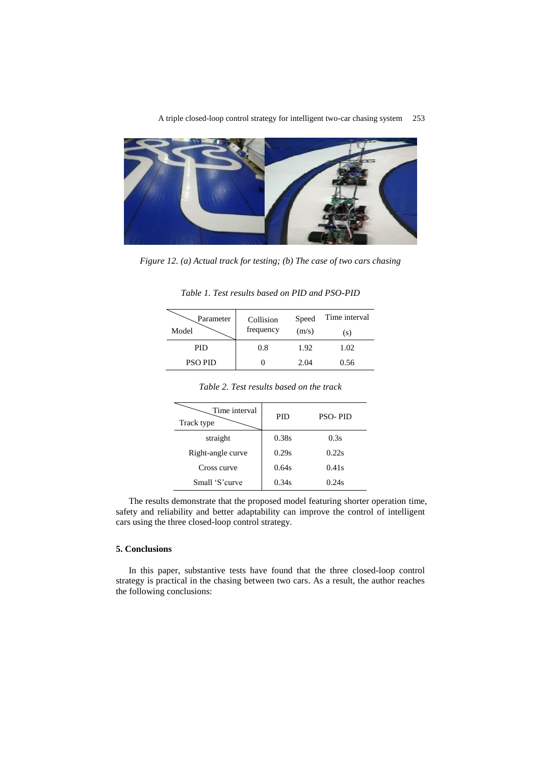Figure 12. (a) Actual track for testing; (b) The case of two cars chasing

*Table 1. Test results based on PID and PSO-PID*

| Model \ Parameter | Collision frequency | Speed (m/s) | Time interval (s) |
|---|---|---|---|
| PID | 0.8 | 1.92 | 1.02 |
| PSO PID | 0 | 2.04 | 0.56 |

*Table 2. Test results based on the track*

| Track type \ Time interval | PID | PSO- PID |
|---|---|---|
| straight | 0.38s | 0.3s |
| Right-angle curve | 0.29s | 0.22s |
| Cross curve | 0.64s | 0.41s |
| Small 'S'curve | 0.34s | 0.24s |

The results demonstrate that the proposed model featuring shorter operation time, safety and reliability and better adaptability can improve the control of intelligent cars using the three closed-loop control strategy.

## 5. Conclusions

In this paper, substantive tests have found that the three closed-loop control strategy is practical in the chasing between two cars. As a result, the author reaches the following conclusions: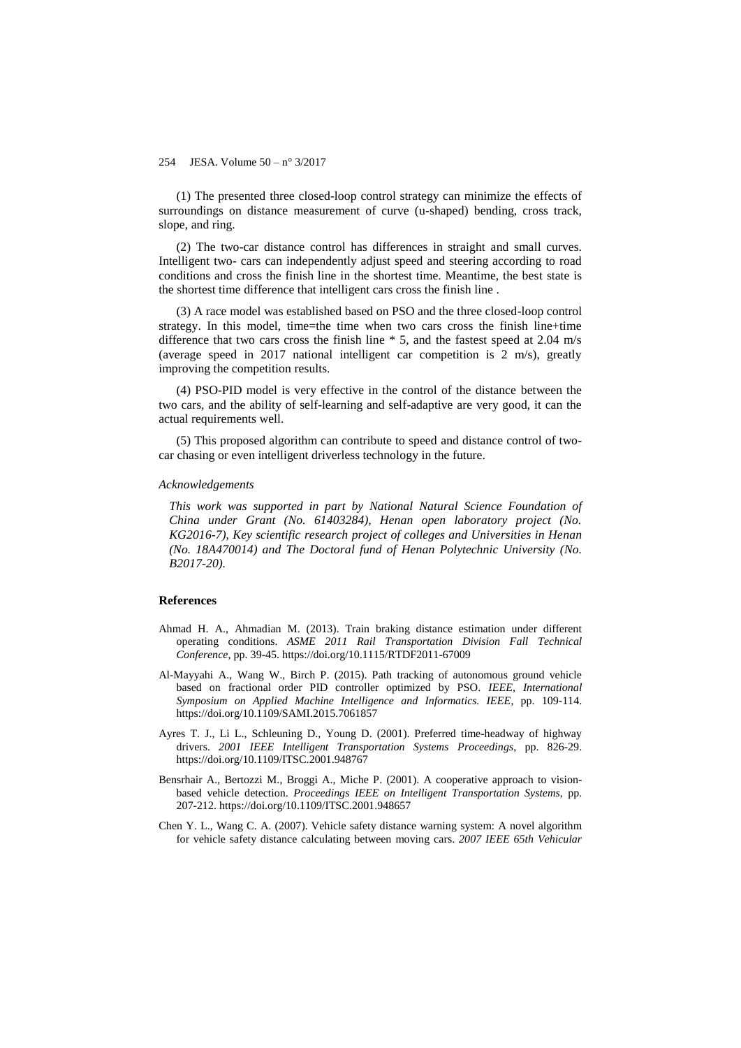(1) The presented three closed-loop control strategy can minimize the effects of surroundings on distance measurement of curve (u-shaped) bending, cross track, slope, and ring.

(2) The two-car distance control has differences in straight and small curves. Intelligent two- cars can independently adjust speed and steering according to road conditions and cross the finish line in the shortest time. Meantime, the best state is the shortest time difference that intelligent cars cross the finish line .

(3) A race model was established based on PSO and the three closed-loop control strategy. In this model, time=the time when two cars cross the finish line+time difference that two cars cross the finish line * 5, and the fastest speed at 2.04 m/s (average speed in 2017 national intelligent car competition is 2 m/s), greatly improving the competition results.

(4) PSO-PID model is very effective in the control of the distance between the two cars, and the ability of self-learning and self-adaptive are very good, it can the actual requirements well.

(5) This proposed algorithm can contribute to speed and distance control of two-car chasing or even intelligent driverless technology in the future.

*Acknowledgements*

*This work was supported in part by National Natural Science Foundation of China under Grant (No. 61403284), Henan open laboratory project (No. KG2016-7), Key scientific research project of colleges and Universities in Henan (No. 18A470014) and The Doctoral fund of Henan Polytechnic University (No. B2017-20).*

## References

Ahmad H. A., Ahmadian M. (2013). Train braking distance estimation under different operating conditions. *ASME 2011 Rail Transportation Division Fall Technical Conference*, pp. 39-45. https://doi.org/10.1115/RTDF2011-67009

Al-Mayyahi A., Wang W., Birch P. (2015). Path tracking of autonomous ground vehicle based on fractional order PID controller optimized by PSO. *IEEE, International Symposium on Applied Machine Intelligence and Informatics. IEEE*, pp. 109-114. https://doi.org/10.1109/SAMI.2015.7061857

Ayres T. J., Li L., Schleuning D., Young D. (2001). Preferred time-headway of highway drivers. *2001 IEEE Intelligent Transportation Systems Proceedings*, pp. 826-29. https://doi.org/10.1109/ITSC.2001.948767

Bensrhair A., Bertozzi M., Broggi A., Miche P. (2001). A cooperative approach to vision-based vehicle detection. *Proceedings IEEE on Intelligent Transportation Systems*, pp. 207-212. https://doi.org/10.1109/ITSC.2001.948657

Chen Y. L., Wang C. A. (2007). Vehicle safety distance warning system: A novel algorithm for vehicle safety distance calculating between moving cars. *2007 IEEE 65th Vehicular*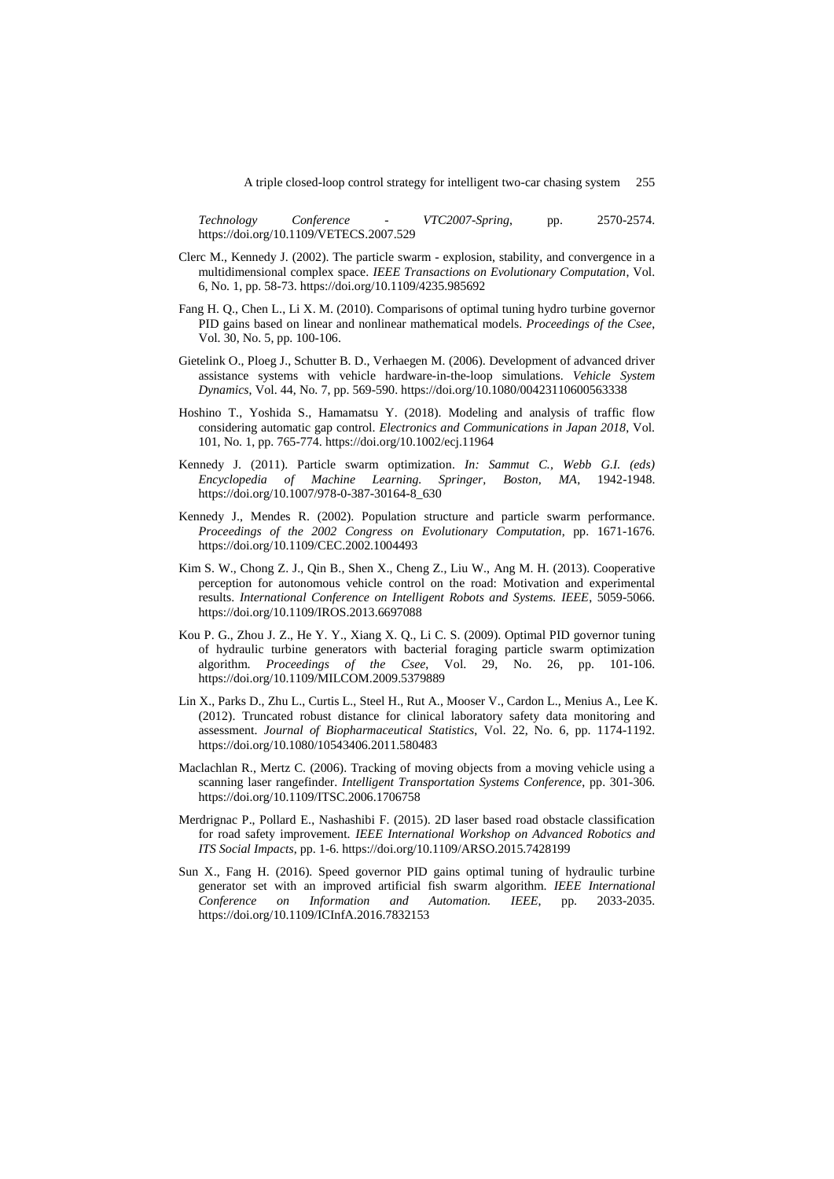*Technology Conference - VTC2007-Spring*, pp. 2570-2574. https://doi.org/10.1109/VETECS.2007.529

Clerc M., Kennedy J. (2002). The particle swarm - explosion, stability, and convergence in a multidimensional complex space. *IEEE Transactions on Evolutionary Computation*, Vol. 6, No. 1, pp. 58-73. https://doi.org/10.1109/4235.985692

Fang H. Q., Chen L., Li X. M. (2010). Comparisons of optimal tuning hydro turbine governor PID gains based on linear and nonlinear mathematical models. *Proceedings of the Csee*, Vol. 30, No. 5, pp. 100-106.

Gietelink O., Ploeg J., Schutter B. D., Verhaegen M. (2006). Development of advanced driver assistance systems with vehicle hardware-in-the-loop simulations. *Vehicle System Dynamics*, Vol. 44, No. 7, pp. 569-590. https://doi.org/10.1080/00423110600563338

Hoshino T., Yoshida S., Hamamatsu Y. (2018). Modeling and analysis of traffic flow considering automatic gap control. *Electronics and Communications in Japan 2018*, Vol. 101, No. 1, pp. 765-774. https://doi.org/10.1002/ecj.11964

Kennedy J. (2011). Particle swarm optimization. *In: Sammut C., Webb G.I. (eds) Encyclopedia of Machine Learning. Springer, Boston, MA*, 1942-1948. https://doi.org/10.1007/978-0-387-30164-8_630

Kennedy J., Mendes R. (2002). Population structure and particle swarm performance. *Proceedings of the 2002 Congress on Evolutionary Computation*, pp. 1671-1676. https://doi.org/10.1109/CEC.2002.1004493

Kim S. W., Chong Z. J., Qin B., Shen X., Cheng Z., Liu W., Ang M. H. (2013). Cooperative perception for autonomous vehicle control on the road: Motivation and experimental results. *International Conference on Intelligent Robots and Systems. IEEE*, 5059-5066. https://doi.org/10.1109/IROS.2013.6697088

Kou P. G., Zhou J. Z., He Y. Y., Xiang X. Q., Li C. S. (2009). Optimal PID governor tuning of hydraulic turbine generators with bacterial foraging particle swarm optimization algorithm. *Proceedings of the Csee*, Vol. 29, No. 26, pp. 101-106. https://doi.org/10.1109/MILCOM.2009.5379889

Lin X., Parks D., Zhu L., Curtis L., Steel H., Rut A., Mooser V., Cardon L., Menius A., Lee K. (2012). Truncated robust distance for clinical laboratory safety data monitoring and assessment. *Journal of Biopharmaceutical Statistics*, Vol. 22, No. 6, pp. 1174-1192. https://doi.org/10.1080/10543406.2011.580483

Maclachlan R., Mertz C. (2006). Tracking of moving objects from a moving vehicle using a scanning laser rangefinder. *Intelligent Transportation Systems Conference*, pp. 301-306. https://doi.org/10.1109/ITSC.2006.1706758

Merdrignac P., Pollard E., Nashashibi F. (2015). 2D laser based road obstacle classification for road safety improvement. *IEEE International Workshop on Advanced Robotics and ITS Social Impacts*, pp. 1-6. https://doi.org/10.1109/ARSO.2015.7428199

Sun X., Fang H. (2016). Speed governor PID gains optimal tuning of hydraulic turbine generator set with an improved artificial fish swarm algorithm. *IEEE International Conference on Information and Automation. IEEE*, pp. 2033-2035. https://doi.org/10.1109/ICInfA.2016.7832153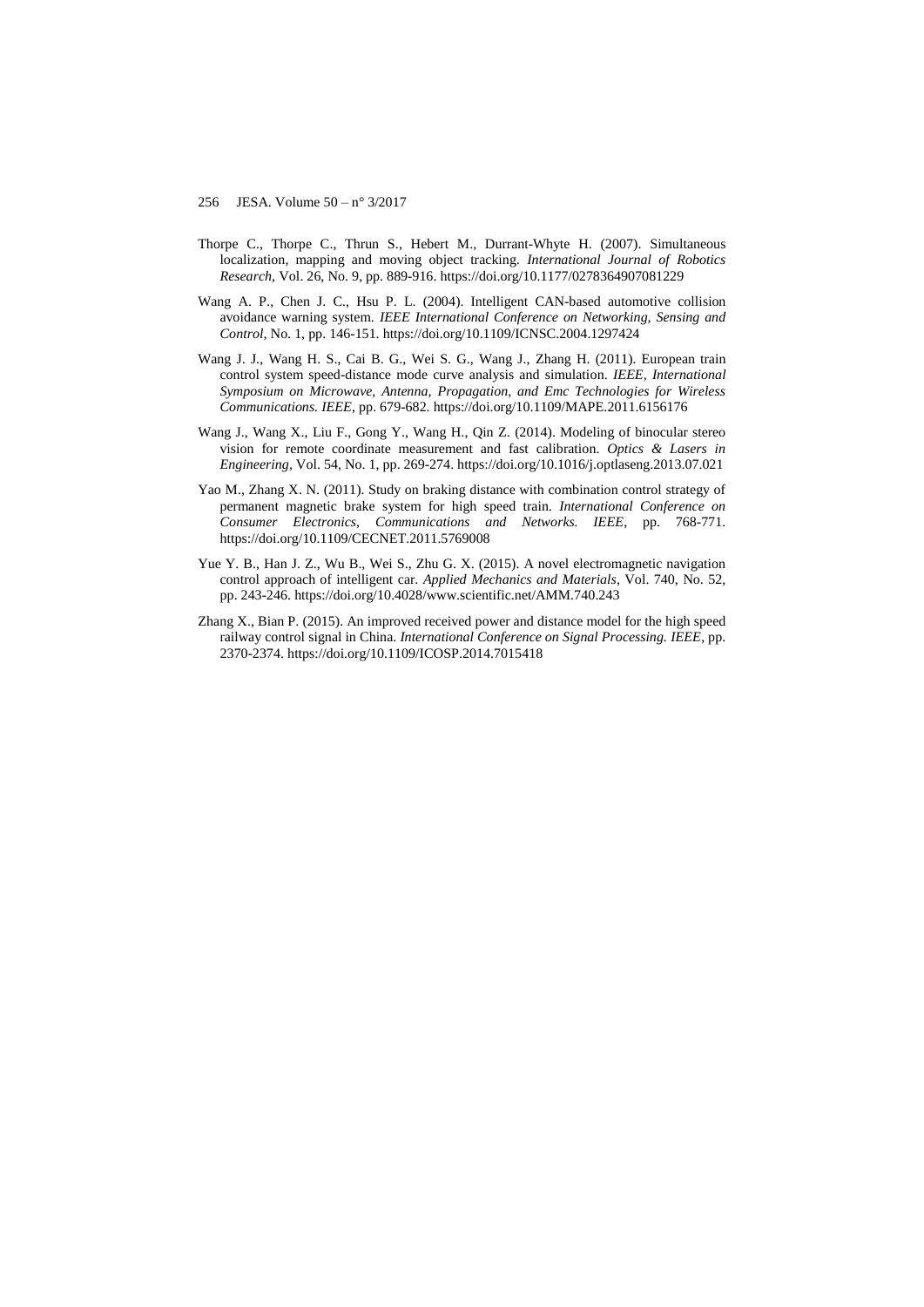Thorpe C., Thorpe C., Thrun S., Hebert M., Durrant-Whyte H. (2007). Simultaneous localization, mapping and moving object tracking. *International Journal of Robotics Research*, Vol. 26, No. 9, pp. 889-916. https://doi.org/10.1177/0278364907081229

Wang A. P., Chen J. C., Hsu P. L. (2004). Intelligent CAN-based automotive collision avoidance warning system. *IEEE International Conference on Networking, Sensing and Control*, No. 1, pp. 146-151. https://doi.org/10.1109/ICNSC.2004.1297424

Wang J. J., Wang H. S., Cai B. G., Wei S. G., Wang J., Zhang H. (2011). European train control system speed-distance mode curve analysis and simulation. *IEEE, International Symposium on Microwave, Antenna, Propagation, and Emc Technologies for Wireless Communications. IEEE*, pp. 679-682. https://doi.org/10.1109/MAPE.2011.6156176

Wang J., Wang X., Liu F., Gong Y., Wang H., Qin Z. (2014). Modeling of binocular stereo vision for remote coordinate measurement and fast calibration. *Optics & Lasers in Engineering*, Vol. 54, No. 1, pp. 269-274. https://doi.org/10.1016/j.optlaseng.2013.07.021

Yao M., Zhang X. N. (2011). Study on braking distance with combination control strategy of permanent magnetic brake system for high speed train. *International Conference on Consumer Electronics, Communications and Networks. IEEE*, pp. 768-771. https://doi.org/10.1109/CECNET.2011.5769008

Yue Y. B., Han J. Z., Wu B., Wei S., Zhu G. X. (2015). A novel electromagnetic navigation control approach of intelligent car. *Applied Mechanics and Materials*, Vol. 740, No. 52, pp. 243-246. https://doi.org/10.4028/www.scientific.net/AMM.740.243

Zhang X., Bian P. (2015). An improved received power and distance model for the high speed railway control signal in China. *International Conference on Signal Processing. IEEE*, pp. 2370-2374. https://doi.org/10.1109/ICOSP.2014.7015418